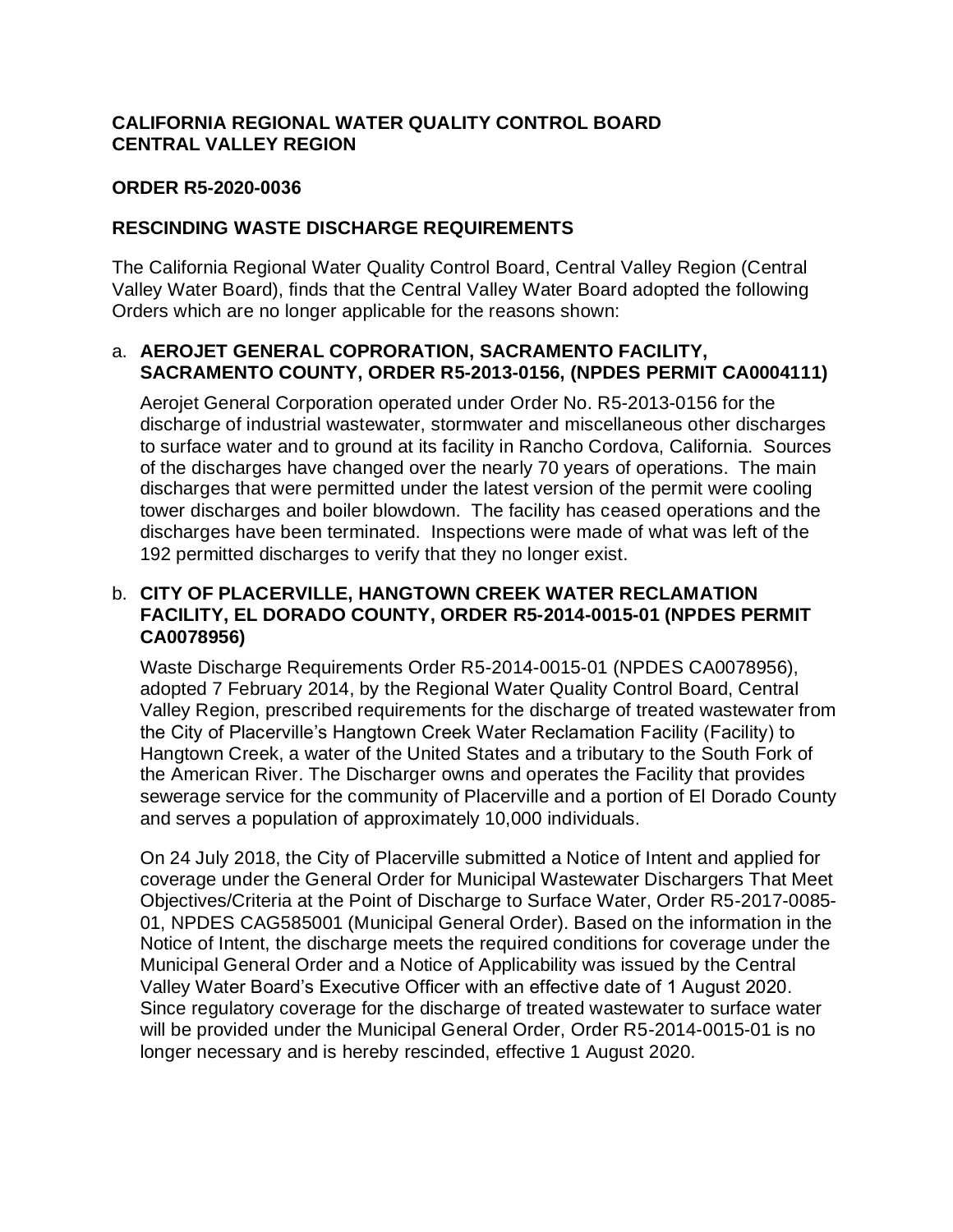**CALIFORNIA REGIONAL WATER QUALITY CONTROL BOARD**
**CENTRAL VALLEY REGION**

**ORDER R5-2020-0036**

**RESCINDING WASTE DISCHARGE REQUIREMENTS**

The California Regional Water Quality Control Board, Central Valley Region (Central Valley Water Board), finds that the Central Valley Water Board adopted the following Orders which are no longer applicable for the reasons shown:

a. **AEROJET GENERAL COPRORATION, SACRAMENTO FACILITY, SACRAMENTO COUNTY, ORDER R5-2013-0156, (NPDES PERMIT CA0004111)**

   Aerojet General Corporation operated under Order No. R5-2013-0156 for the discharge of industrial wastewater, stormwater and miscellaneous other discharges to surface water and to ground at its facility in Rancho Cordova, California. Sources of the discharges have changed over the nearly 70 years of operations. The main discharges that were permitted under the latest version of the permit were cooling tower discharges and boiler blowdown. The facility has ceased operations and the discharges have been terminated. Inspections were made of what was left of the 192 permitted discharges to verify that they no longer exist.

b. **CITY OF PLACERVILLE, HANGTOWN CREEK WATER RECLAMATION FACILITY, EL DORADO COUNTY, ORDER R5-2014-0015-01 (NPDES PERMIT CA0078956)**

   Waste Discharge Requirements Order R5-2014-0015-01 (NPDES CA0078956), adopted 7 February 2014, by the Regional Water Quality Control Board, Central Valley Region, prescribed requirements for the discharge of treated wastewater from the City of Placerville's Hangtown Creek Water Reclamation Facility (Facility) to Hangtown Creek, a water of the United States and a tributary to the South Fork of the American River. The Discharger owns and operates the Facility that provides sewerage service for the community of Placerville and a portion of El Dorado County and serves a population of approximately 10,000 individuals.

   On 24 July 2018, the City of Placerville submitted a Notice of Intent and applied for coverage under the General Order for Municipal Wastewater Dischargers That Meet Objectives/Criteria at the Point of Discharge to Surface Water, Order R5-2017-0085-01, NPDES CAG585001 (Municipal General Order). Based on the information in the Notice of Intent, the discharge meets the required conditions for coverage under the Municipal General Order and a Notice of Applicability was issued by the Central Valley Water Board's Executive Officer with an effective date of 1 August 2020. Since regulatory coverage for the discharge of treated wastewater to surface water will be provided under the Municipal General Order, Order R5-2014-0015-01 is no longer necessary and is hereby rescinded, effective 1 August 2020.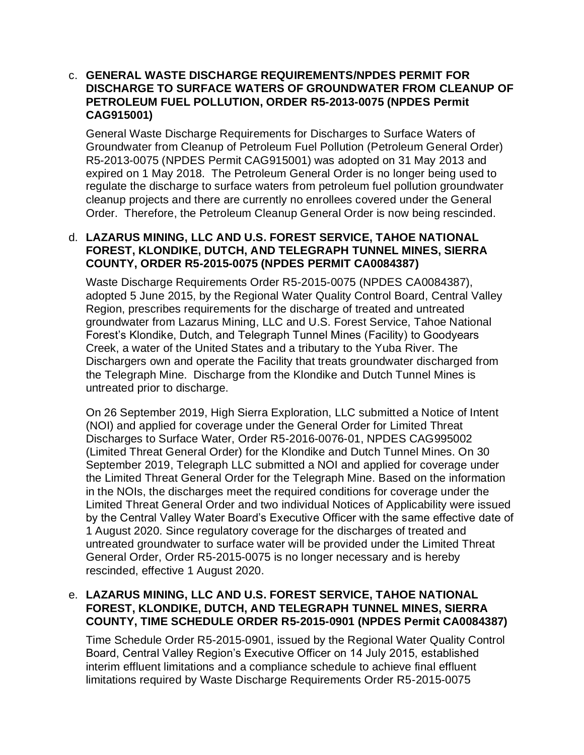c. **GENERAL WASTE DISCHARGE REQUIREMENTS/NPDES PERMIT FOR DISCHARGE TO SURFACE WATERS OF GROUNDWATER FROM CLEANUP OF PETROLEUM FUEL POLLUTION, ORDER R5-2013-0075 (NPDES Permit CAG915001)**

General Waste Discharge Requirements for Discharges to Surface Waters of Groundwater from Cleanup of Petroleum Fuel Pollution (Petroleum General Order) R5-2013-0075 (NPDES Permit CAG915001) was adopted on 31 May 2013 and expired on 1 May 2018. The Petroleum General Order is no longer being used to regulate the discharge to surface waters from petroleum fuel pollution groundwater cleanup projects and there are currently no enrollees covered under the General Order. Therefore, the Petroleum Cleanup General Order is now being rescinded.

d. **LAZARUS MINING, LLC AND U.S. FOREST SERVICE, TAHOE NATIONAL FOREST, KLONDIKE, DUTCH, AND TELEGRAPH TUNNEL MINES, SIERRA COUNTY, ORDER R5-2015-0075 (NPDES PERMIT CA0084387)**

Waste Discharge Requirements Order R5-2015-0075 (NPDES CA0084387), adopted 5 June 2015, by the Regional Water Quality Control Board, Central Valley Region, prescribes requirements for the discharge of treated and untreated groundwater from Lazarus Mining, LLC and U.S. Forest Service, Tahoe National Forest's Klondike, Dutch, and Telegraph Tunnel Mines (Facility) to Goodyears Creek, a water of the United States and a tributary to the Yuba River. The Dischargers own and operate the Facility that treats groundwater discharged from the Telegraph Mine. Discharge from the Klondike and Dutch Tunnel Mines is untreated prior to discharge.

On 26 September 2019, High Sierra Exploration, LLC submitted a Notice of Intent (NOI) and applied for coverage under the General Order for Limited Threat Discharges to Surface Water, Order R5-2016-0076-01, NPDES CAG995002 (Limited Threat General Order) for the Klondike and Dutch Tunnel Mines. On 30 September 2019, Telegraph LLC submitted a NOI and applied for coverage under the Limited Threat General Order for the Telegraph Mine. Based on the information in the NOIs, the discharges meet the required conditions for coverage under the Limited Threat General Order and two individual Notices of Applicability were issued by the Central Valley Water Board's Executive Officer with the same effective date of 1 August 2020. Since regulatory coverage for the discharges of treated and untreated groundwater to surface water will be provided under the Limited Threat General Order, Order R5-2015-0075 is no longer necessary and is hereby rescinded, effective 1 August 2020.

e. **LAZARUS MINING, LLC AND U.S. FOREST SERVICE, TAHOE NATIONAL FOREST, KLONDIKE, DUTCH, AND TELEGRAPH TUNNEL MINES, SIERRA COUNTY, TIME SCHEDULE ORDER R5-2015-0901 (NPDES Permit CA0084387)**

Time Schedule Order R5-2015-0901, issued by the Regional Water Quality Control Board, Central Valley Region's Executive Officer on 14 July 2015, established interim effluent limitations and a compliance schedule to achieve final effluent limitations required by Waste Discharge Requirements Order R5-2015-0075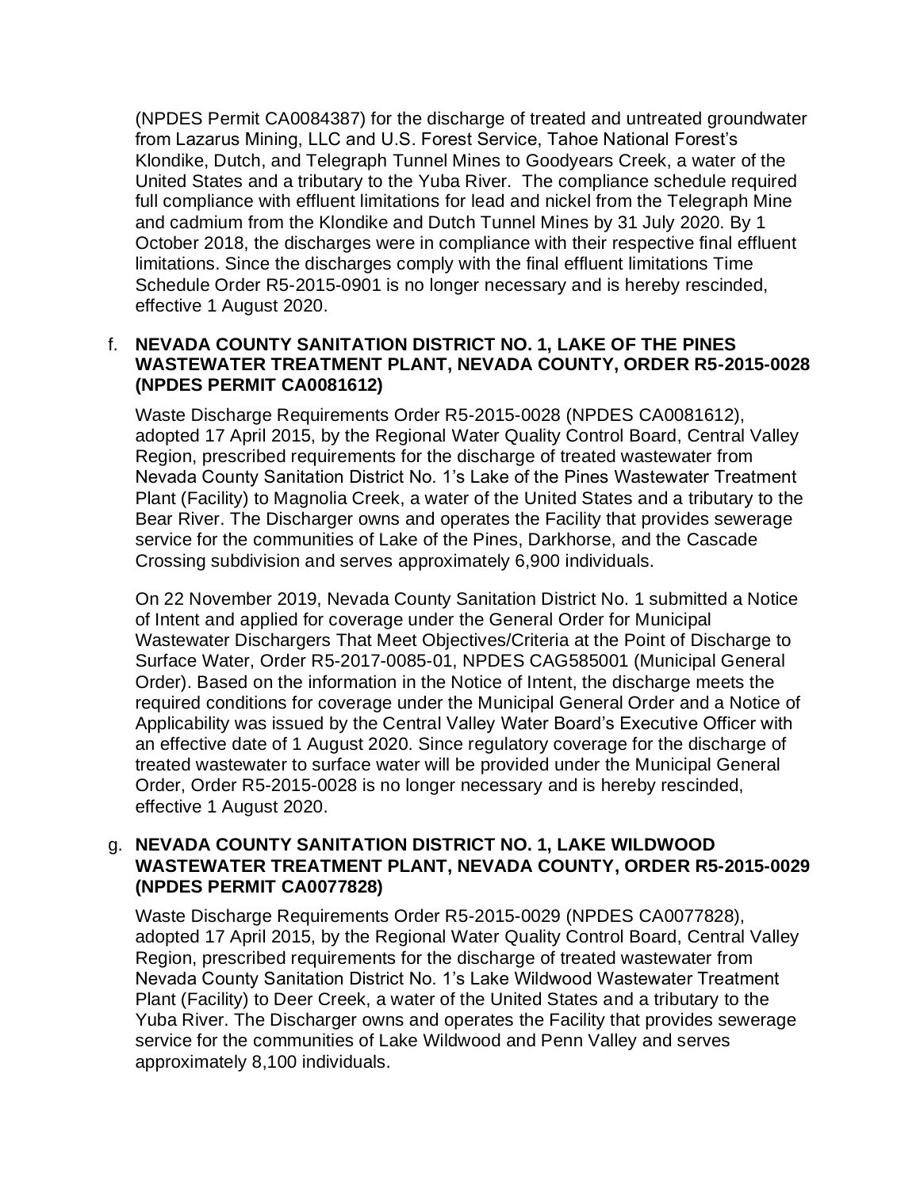(NPDES Permit CA0084387) for the discharge of treated and untreated groundwater from Lazarus Mining, LLC and U.S. Forest Service, Tahoe National Forest's Klondike, Dutch, and Telegraph Tunnel Mines to Goodyears Creek, a water of the United States and a tributary to the Yuba River. The compliance schedule required full compliance with effluent limitations for lead and nickel from the Telegraph Mine and cadmium from the Klondike and Dutch Tunnel Mines by 31 July 2020. By 1 October 2018, the discharges were in compliance with their respective final effluent limitations. Since the discharges comply with the final effluent limitations Time Schedule Order R5-2015-0901 is no longer necessary and is hereby rescinded, effective 1 August 2020.

f. **NEVADA COUNTY SANITATION DISTRICT NO. 1, LAKE OF THE PINES WASTEWATER TREATMENT PLANT, NEVADA COUNTY, ORDER R5-2015-0028 (NPDES PERMIT CA0081612)**

Waste Discharge Requirements Order R5-2015-0028 (NPDES CA0081612), adopted 17 April 2015, by the Regional Water Quality Control Board, Central Valley Region, prescribed requirements for the discharge of treated wastewater from Nevada County Sanitation District No. 1's Lake of the Pines Wastewater Treatment Plant (Facility) to Magnolia Creek, a water of the United States and a tributary to the Bear River. The Discharger owns and operates the Facility that provides sewerage service for the communities of Lake of the Pines, Darkhorse, and the Cascade Crossing subdivision and serves approximately 6,900 individuals.

On 22 November 2019, Nevada County Sanitation District No. 1 submitted a Notice of Intent and applied for coverage under the General Order for Municipal Wastewater Dischargers That Meet Objectives/Criteria at the Point of Discharge to Surface Water, Order R5-2017-0085-01, NPDES CAG585001 (Municipal General Order). Based on the information in the Notice of Intent, the discharge meets the required conditions for coverage under the Municipal General Order and a Notice of Applicability was issued by the Central Valley Water Board's Executive Officer with an effective date of 1 August 2020. Since regulatory coverage for the discharge of treated wastewater to surface water will be provided under the Municipal General Order, Order R5-2015-0028 is no longer necessary and is hereby rescinded, effective 1 August 2020.

g. **NEVADA COUNTY SANITATION DISTRICT NO. 1, LAKE WILDWOOD WASTEWATER TREATMENT PLANT, NEVADA COUNTY, ORDER R5-2015-0029 (NPDES PERMIT CA0077828)**

Waste Discharge Requirements Order R5-2015-0029 (NPDES CA0077828), adopted 17 April 2015, by the Regional Water Quality Control Board, Central Valley Region, prescribed requirements for the discharge of treated wastewater from Nevada County Sanitation District No. 1's Lake Wildwood Wastewater Treatment Plant (Facility) to Deer Creek, a water of the United States and a tributary to the Yuba River. The Discharger owns and operates the Facility that provides sewerage service for the communities of Lake Wildwood and Penn Valley and serves approximately 8,100 individuals.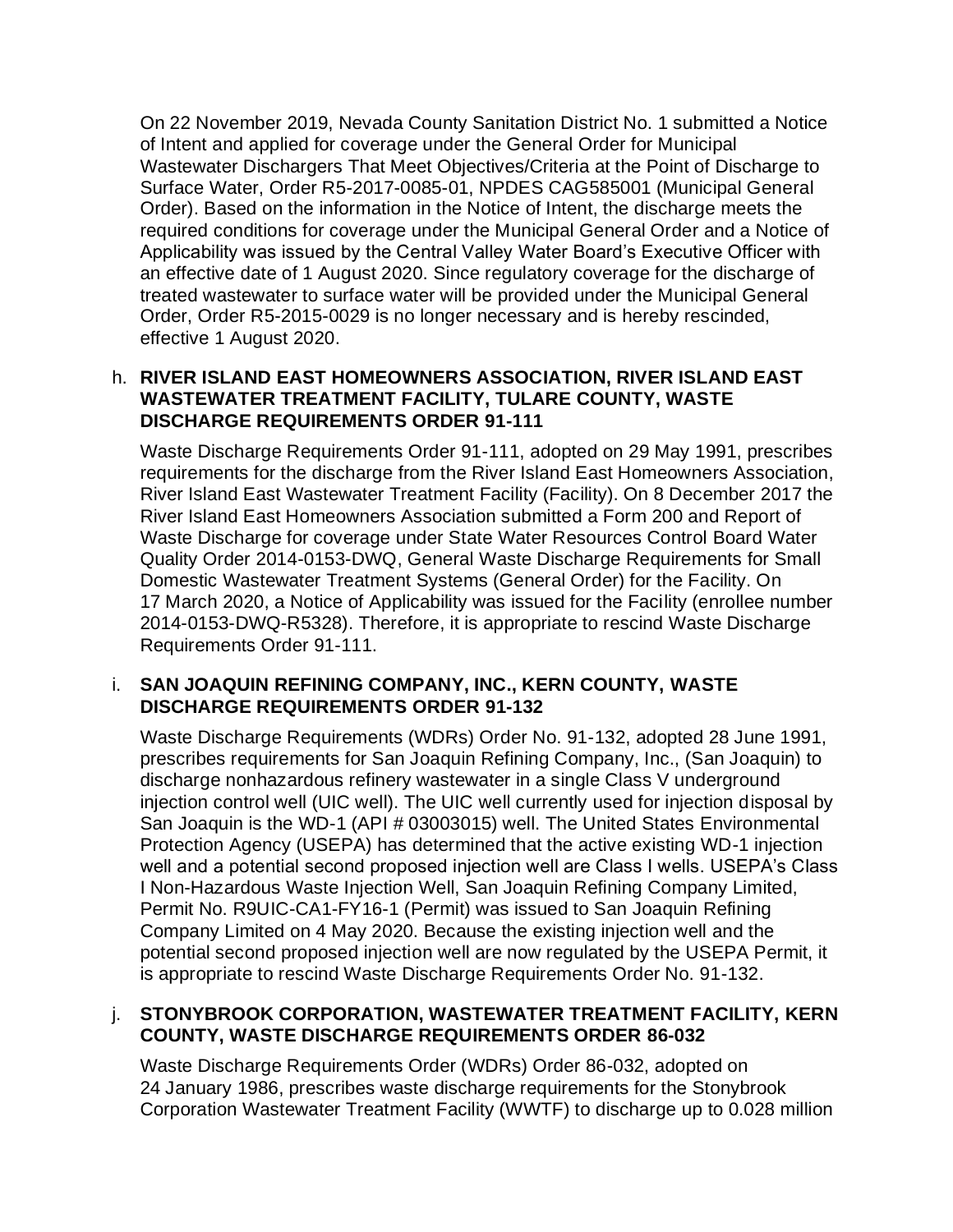On 22 November 2019, Nevada County Sanitation District No. 1 submitted a Notice of Intent and applied for coverage under the General Order for Municipal Wastewater Dischargers That Meet Objectives/Criteria at the Point of Discharge to Surface Water, Order R5-2017-0085-01, NPDES CAG585001 (Municipal General Order). Based on the information in the Notice of Intent, the discharge meets the required conditions for coverage under the Municipal General Order and a Notice of Applicability was issued by the Central Valley Water Board's Executive Officer with an effective date of 1 August 2020. Since regulatory coverage for the discharge of treated wastewater to surface water will be provided under the Municipal General Order, Order R5-2015-0029 is no longer necessary and is hereby rescinded, effective 1 August 2020.

h. **RIVER ISLAND EAST HOMEOWNERS ASSOCIATION, RIVER ISLAND EAST WASTEWATER TREATMENT FACILITY, TULARE COUNTY, WASTE DISCHARGE REQUIREMENTS ORDER 91-111**

Waste Discharge Requirements Order 91-111, adopted on 29 May 1991, prescribes requirements for the discharge from the River Island East Homeowners Association, River Island East Wastewater Treatment Facility (Facility). On 8 December 2017 the River Island East Homeowners Association submitted a Form 200 and Report of Waste Discharge for coverage under State Water Resources Control Board Water Quality Order 2014-0153-DWQ, General Waste Discharge Requirements for Small Domestic Wastewater Treatment Systems (General Order) for the Facility. On 17 March 2020, a Notice of Applicability was issued for the Facility (enrollee number 2014-0153-DWQ-R5328). Therefore, it is appropriate to rescind Waste Discharge Requirements Order 91-111.

i. **SAN JOAQUIN REFINING COMPANY, INC., KERN COUNTY, WASTE DISCHARGE REQUIREMENTS ORDER 91-132**

Waste Discharge Requirements (WDRs) Order No. 91-132, adopted 28 June 1991, prescribes requirements for San Joaquin Refining Company, Inc., (San Joaquin) to discharge nonhazardous refinery wastewater in a single Class V underground injection control well (UIC well). The UIC well currently used for injection disposal by San Joaquin is the WD-1 (API # 03003015) well. The United States Environmental Protection Agency (USEPA) has determined that the active existing WD-1 injection well and a potential second proposed injection well are Class I wells. USEPA's Class I Non-Hazardous Waste Injection Well, San Joaquin Refining Company Limited, Permit No. R9UIC-CA1-FY16-1 (Permit) was issued to San Joaquin Refining Company Limited on 4 May 2020. Because the existing injection well and the potential second proposed injection well are now regulated by the USEPA Permit, it is appropriate to rescind Waste Discharge Requirements Order No. 91-132.

j. **STONYBROOK CORPORATION, WASTEWATER TREATMENT FACILITY, KERN COUNTY, WASTE DISCHARGE REQUIREMENTS ORDER 86-032**

Waste Discharge Requirements Order (WDRs) Order 86-032, adopted on 24 January 1986, prescribes waste discharge requirements for the Stonybrook Corporation Wastewater Treatment Facility (WWTF) to discharge up to 0.028 million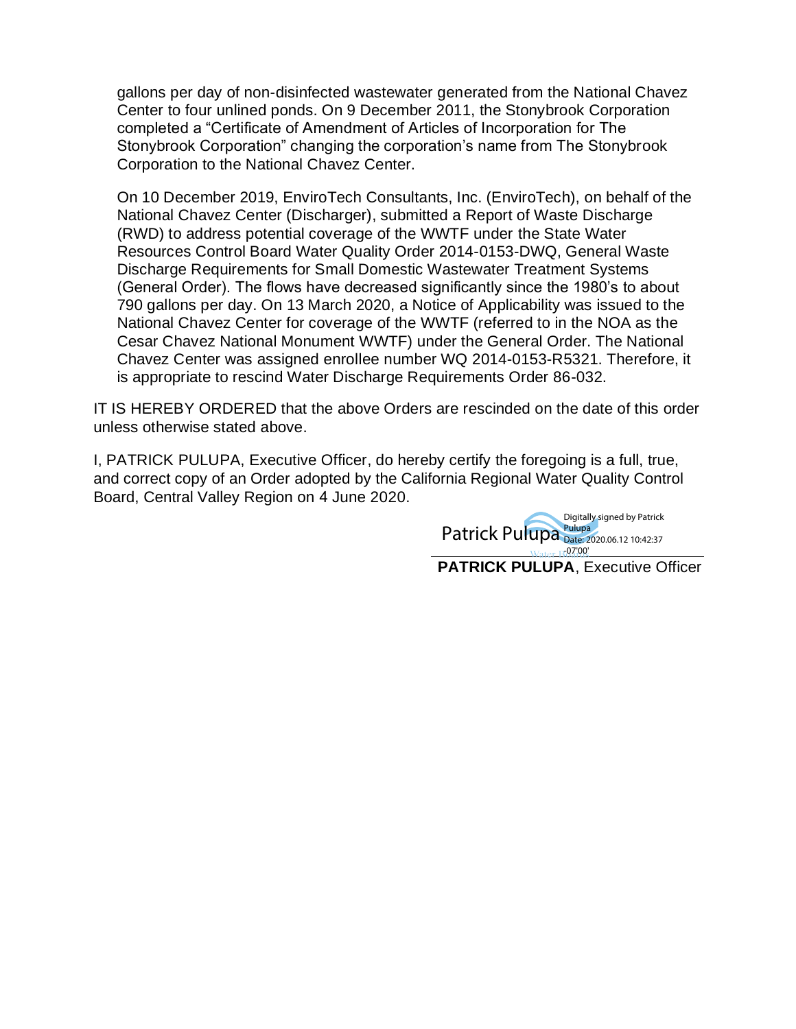gallons per day of non-disinfected wastewater generated from the National Chavez Center to four unlined ponds. On 9 December 2011, the Stonybrook Corporation completed a "Certificate of Amendment of Articles of Incorporation for The Stonybrook Corporation" changing the corporation's name from The Stonybrook Corporation to the National Chavez Center.

On 10 December 2019, EnviroTech Consultants, Inc. (EnviroTech), on behalf of the National Chavez Center (Discharger), submitted a Report of Waste Discharge (RWD) to address potential coverage of the WWTF under the State Water Resources Control Board Water Quality Order 2014-0153-DWQ, General Waste Discharge Requirements for Small Domestic Wastewater Treatment Systems (General Order). The flows have decreased significantly since the 1980's to about 790 gallons per day. On 13 March 2020, a Notice of Applicability was issued to the National Chavez Center for coverage of the WWTF (referred to in the NOA as the Cesar Chavez National Monument WWTF) under the General Order. The National Chavez Center was assigned enrollee number WQ 2014-0153-R5321. Therefore, it is appropriate to rescind Water Discharge Requirements Order 86-032.

IT IS HEREBY ORDERED that the above Orders are rescinded on the date of this order unless otherwise stated above.

I, PATRICK PULUPA, Executive Officer, do hereby certify the foregoing is a full, true, and correct copy of an Order adopted by the California Regional Water Quality Control Board, Central Valley Region on 4 June 2020.

Patrick Pulupa Digitally signed by Patrick Pulupa Date: 2020.06.12 10:42:37 -07'00'

**PATRICK PULUPA**, Executive Officer